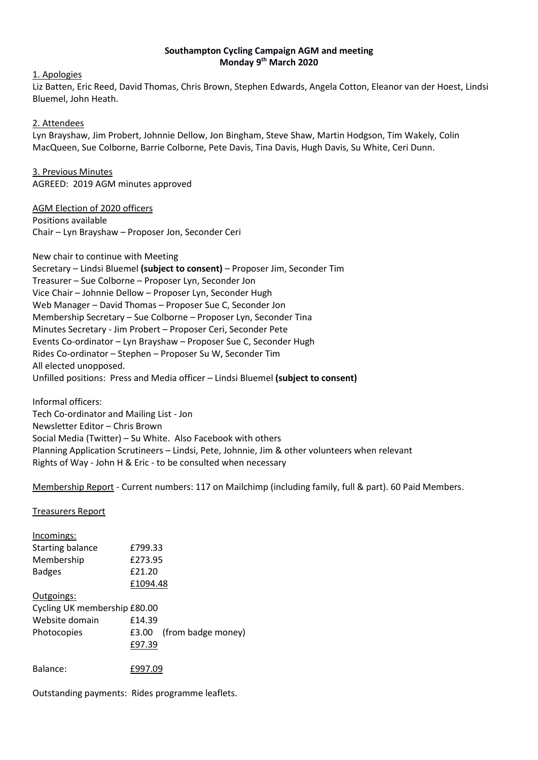# Southampton Cycling Campaign AGM and meeting

**Monday 9th March 2020**

## 1. Apologies

Liz Batten, Eric Reed, David Thomas, Chris Brown, Stephen Edwards, Angela Cotton, Eleanor van der Hoest, Lindsi Bluemel, John Heath.

## 2. Attendees

Lyn Brayshaw, Jim Probert, Johnnie Dellow, Jon Bingham, Steve Shaw, Martin Hodgson, Tim Wakely, Colin MacQueen, Sue Colborne, Barrie Colborne, Pete Davis, Tina Davis, Hugh Davis, Su White, Ceri Dunn.

## 3. Previous Minutes

AGREED: 2019 AGM minutes approved

## AGM Election of 2020 officers

Positions available

Chair – Lyn Brayshaw – Proposer Jon, Seconder Ceri

New chair to continue with Meeting

Secretary – Lindsi Bluemel **(subject to consent)** – Proposer Jim, Seconder Tim

Treasurer – Sue Colborne – Proposer Lyn, Seconder Jon

Vice Chair – Johnnie Dellow – Proposer Lyn, Seconder Hugh

Web Manager – David Thomas – Proposer Sue C, Seconder Jon

Membership Secretary – Sue Colborne – Proposer Lyn, Seconder Tina

Minutes Secretary - Jim Probert – Proposer Ceri, Seconder Pete

Events Co-ordinator – Lyn Brayshaw – Proposer Sue C, Seconder Hugh

Rides Co-ordinator – Stephen – Proposer Su W, Seconder Tim

All elected unopposed.

Unfilled positions: Press and Media officer – Lindsi Bluemel **(subject to consent)**

Informal officers:

Tech Co-ordinator and Mailing List - Jon

Newsletter Editor – Chris Brown

Social Media (Twitter) – Su White. Also Facebook with others

Planning Application Scrutineers – Lindsi, Pete, Johnnie, Jim & other volunteers when relevant

Rights of Way - John H & Eric - to be consulted when necessary

## Membership Report

Current numbers: 117 on Mailchimp (including family, full & part). 60 Paid Members.

## Treasurers Report

**Incomings:**

| | |
|---|---|
| Starting balance | £799.33 |
| Membership | £273.95 |
| Badges | £21.20 |
| | £1094.48 |

**Outgoings:**

| | |
|---|---|
| Cycling UK membership | £80.00 |
| Website domain | £14.39 |
| Photocopies | £3.00 (from badge money) |
| | £97.39 |

Balance: £997.09

Outstanding payments: Rides programme leaflets.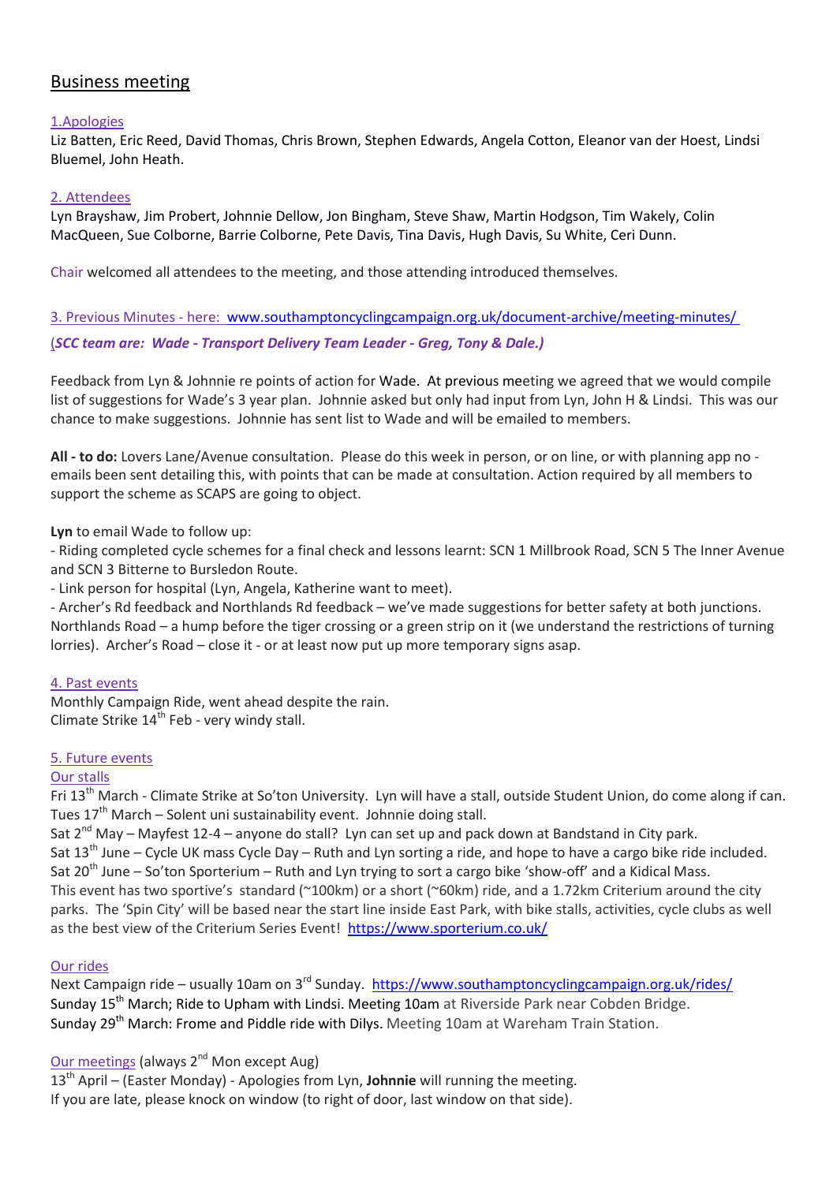## Business meeting

### 1.Apologies

Liz Batten, Eric Reed, David Thomas, Chris Brown, Stephen Edwards, Angela Cotton, Eleanor van der Hoest, Lindsi Bluemel, John Heath.

### 2. Attendees

Lyn Brayshaw, Jim Probert, Johnnie Dellow, Jon Bingham, Steve Shaw, Martin Hodgson, Tim Wakely, Colin MacQueen, Sue Colborne, Barrie Colborne, Pete Davis, Tina Davis, Hugh Davis, Su White, Ceri Dunn.

Chair welcomed all attendees to the meeting, and those attending introduced themselves.

### 3. Previous Minutes - here: www.southamptoncyclingcampaign.org.uk/document-archive/meeting-minutes/

(***SCC team are: Wade - Transport Delivery Team Leader - Greg, Tony & Dale.)***

Feedback from Lyn & Johnnie re points of action for Wade. At previous meeting we agreed that we would compile list of suggestions for Wade's 3 year plan. Johnnie asked but only had input from Lyn, John H & Lindsi. This was our chance to make suggestions. Johnnie has sent list to Wade and will be emailed to members.

**All - to do:** Lovers Lane/Avenue consultation. Please do this week in person, or on line, or with planning app no - emails been sent detailing this, with points that can be made at consultation. Action required by all members to support the scheme as SCAPS are going to object.

**Lyn** to email Wade to follow up:

- Riding completed cycle schemes for a final check and lessons learnt: SCN 1 Millbrook Road, SCN 5 The Inner Avenue and SCN 3 Bitterne to Bursledon Route.
- Link person for hospital (Lyn, Angela, Katherine want to meet).
- Archer's Rd feedback and Northlands Rd feedback – we've made suggestions for better safety at both junctions. Northlands Road – a hump before the tiger crossing or a green strip on it (we understand the restrictions of turning lorries). Archer's Road – close it - or at least now put up more temporary signs asap.

### 4. Past events

Monthly Campaign Ride, went ahead despite the rain.
Climate Strike 14th Feb - very windy stall.

### 5. Future events

#### Our stalls

Fri 13th March - Climate Strike at So'ton University. Lyn will have a stall, outside Student Union, do come along if can.
Tues 17th March – Solent uni sustainability event. Johnnie doing stall.
Sat 2nd May – Mayfest 12-4 – anyone do stall? Lyn can set up and pack down at Bandstand in City park.
Sat 13th June – Cycle UK mass Cycle Day – Ruth and Lyn sorting a ride, and hope to have a cargo bike ride included.
Sat 20th June – So'ton Sporterium – Ruth and Lyn trying to sort a cargo bike 'show-off' and a Kidical Mass.
This event has two sportive's standard (~100km) or a short (~60km) ride, and a 1.72km Criterium around the city parks. The 'Spin City' will be based near the start line inside East Park, with bike stalls, activities, cycle clubs as well as the best view of the Criterium Series Event! https://www.sporterium.co.uk/

#### Our rides

Next Campaign ride – usually 10am on 3rd Sunday. https://www.southamptoncyclingcampaign.org.uk/rides/
Sunday 15th March; Ride to Upham with Lindsi. Meeting 10am at Riverside Park near Cobden Bridge.
Sunday 29th March: Frome and Piddle ride with Dilys. Meeting 10am at Wareham Train Station.

#### Our meetings (always 2nd Mon except Aug)

13th April – (Easter Monday) - Apologies from Lyn, **Johnnie** will running the meeting.
If you are late, please knock on window (to right of door, last window on that side).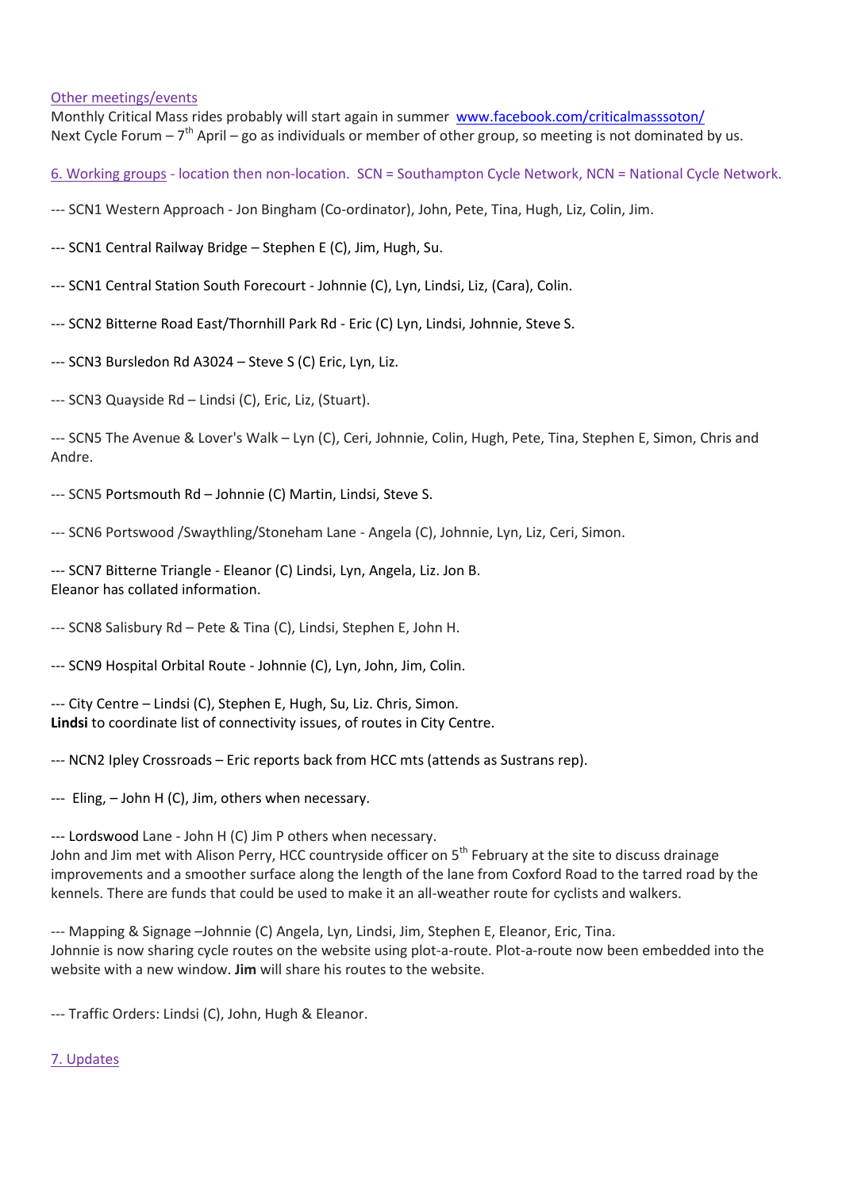Other meetings/events

Monthly Critical Mass rides probably will start again in summer [www.facebook.com/criticalmasssoton/](http://www.facebook.com/criticalmasssoton/)
Next Cycle Forum – 7th April – go as individuals or member of other group, so meeting is not dominated by us.

6. Working groups - location then non-location. SCN = Southampton Cycle Network, NCN = National Cycle Network.

--- SCN1 Western Approach - Jon Bingham (Co-ordinator), John, Pete, Tina, Hugh, Liz, Colin, Jim.

--- SCN1 Central Railway Bridge – Stephen E (C), Jim, Hugh, Su.

--- SCN1 Central Station South Forecourt - Johnnie (C), Lyn, Lindsi, Liz, (Cara), Colin.

--- SCN2 Bitterne Road East/Thornhill Park Rd - Eric (C) Lyn, Lindsi, Johnnie, Steve S.

--- SCN3 Bursledon Rd A3024 – Steve S (C) Eric, Lyn, Liz.

--- SCN3 Quayside Rd – Lindsi (C), Eric, Liz, (Stuart).

--- SCN5 The Avenue & Lover's Walk – Lyn (C), Ceri, Johnnie, Colin, Hugh, Pete, Tina, Stephen E, Simon, Chris and Andre.

--- SCN5 Portsmouth Rd – Johnnie (C) Martin, Lindsi, Steve S.

--- SCN6 Portswood /Swaythling/Stoneham Lane - Angela (C), Johnnie, Lyn, Liz, Ceri, Simon.

--- SCN7 Bitterne Triangle - Eleanor (C) Lindsi, Lyn, Angela, Liz. Jon B.
Eleanor has collated information.

--- SCN8 Salisbury Rd – Pete & Tina (C), Lindsi, Stephen E, John H.

--- SCN9 Hospital Orbital Route - Johnnie (C), Lyn, John, Jim, Colin.

--- City Centre – Lindsi (C), Stephen E, Hugh, Su, Liz. Chris, Simon.
**Lindsi** to coordinate list of connectivity issues, of routes in City Centre.

--- NCN2 Ipley Crossroads – Eric reports back from HCC mts (attends as Sustrans rep).

--- Eling, – John H (C), Jim, others when necessary.

--- Lordswood Lane - John H (C) Jim P others when necessary.
John and Jim met with Alison Perry, HCC countryside officer on 5th February at the site to discuss drainage improvements and a smoother surface along the length of the lane from Coxford Road to the tarred road by the kennels. There are funds that could be used to make it an all-weather route for cyclists and walkers.

--- Mapping & Signage –Johnnie (C) Angela, Lyn, Lindsi, Jim, Stephen E, Eleanor, Eric, Tina.
Johnnie is now sharing cycle routes on the website using plot-a-route. Plot-a-route now been embedded into the website with a new window. **Jim** will share his routes to the website.

--- Traffic Orders: Lindsi (C), John, Hugh & Eleanor.

7. Updates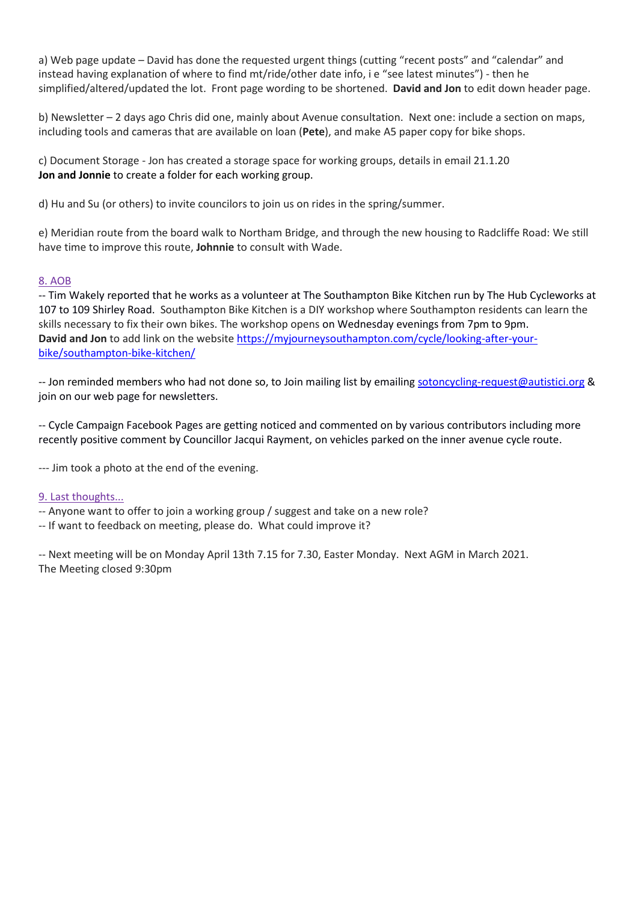a) Web page update – David has done the requested urgent things (cutting "recent posts" and "calendar" and instead having explanation of where to find mt/ride/other date info, i e "see latest minutes") - then he simplified/altered/updated the lot. Front page wording to be shortened. **David and Jon** to edit down header page.

b) Newsletter – 2 days ago Chris did one, mainly about Avenue consultation. Next one: include a section on maps, including tools and cameras that are available on loan (**Pete**), and make A5 paper copy for bike shops.

c) Document Storage - Jon has created a storage space for working groups, details in email 21.1.20
**Jon and Jonnie** to create a folder for each working group.

d) Hu and Su (or others) to invite councilors to join us on rides in the spring/summer.

e) Meridian route from the board walk to Northam Bridge, and through the new housing to Radcliffe Road: We still have time to improve this route, **Johnnie** to consult with Wade.

## 8. AOB

-- Tim Wakely reported that he works as a volunteer at The Southampton Bike Kitchen run by The Hub Cycleworks at 107 to 109 Shirley Road. Southampton Bike Kitchen is a DIY workshop where Southampton residents can learn the skills necessary to fix their own bikes. The workshop opens on Wednesday evenings from 7pm to 9pm.
**David and Jon** to add link on the website https://myjourneysouthampton.com/cycle/looking-after-your-bike/southampton-bike-kitchen/

-- Jon reminded members who had not done so, to Join mailing list by emailing sotoncycling-request@autistici.org & join on our web page for newsletters.

-- Cycle Campaign Facebook Pages are getting noticed and commented on by various contributors including more recently positive comment by Councillor Jacqui Rayment, on vehicles parked on the inner avenue cycle route.

--- Jim took a photo at the end of the evening.

## 9. Last thoughts...

-- Anyone want to offer to join a working group / suggest and take on a new role?
-- If want to feedback on meeting, please do. What could improve it?

-- Next meeting will be on Monday April 13th 7.15 for 7.30, Easter Monday. Next AGM in March 2021.
The Meeting closed 9:30pm